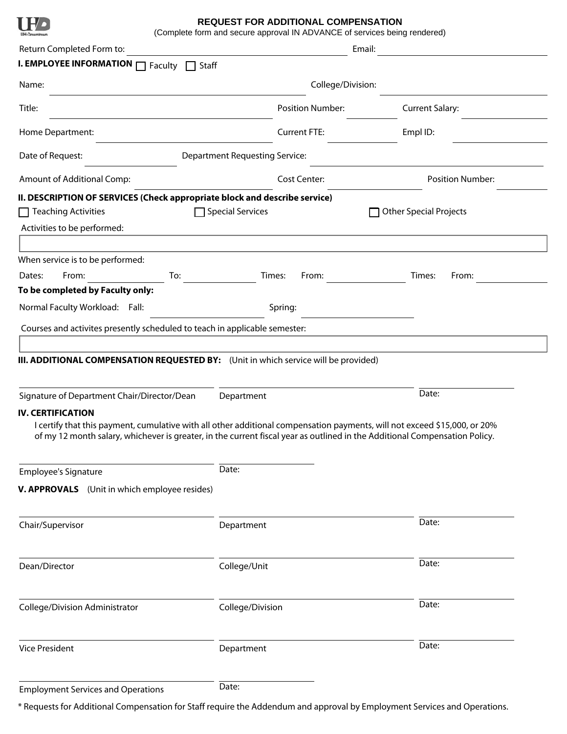# REQUEST FOR ADDITIONAL COMPENSATION

(Complete form and secure approval IN ADVANCE of services being rendered)

Return Completed Form to: ______________________ Email: ______________________

**I. EMPLOYEE INFORMATION** ☐ Faculty ☐ Staff

Name: ______________________ College/Division: ______________________

Title: ______________________ Position Number: __________ Current Salary: __________

Home Department: ______________________ Current FTE: __________ Empl ID: __________

Date of Request: __________ Department Requesting Service: ______________________

Amount of Additional Comp: __________ Cost Center: __________ Position Number: __________

**II. DESCRIPTION OF SERVICES (Check appropriate block and describe service)**

☐ Teaching Activities ☐ Special Services ☐ Other Special Projects

Activities to be performed:

When service is to be performed:

Dates: From: __________ To: __________ Times: From: __________ Times: From: __________

**To be completed by Faculty only:**

Normal Faculty Workload: Fall: __________ Spring: __________

Courses and activites presently scheduled to teach in applicable semester:

**III. ADDITIONAL COMPENSATION REQUESTED BY:** (Unit in which service will be provided)

Signature of Department Chair/Director/Dean ______________ Department ______________ Date: __________

**IV. CERTIFICATION**

I certify that this payment, cumulative with all other additional compensation payments, will not exceed $15,000, or 20% of my 12 month salary, whichever is greater, in the current fiscal year as outlined in the Additional Compensation Policy.

Employee's Signature ______________ Date: __________

**V. APPROVALS** (Unit in which employee resides)

Chair/Supervisor ______________ Department ______________ Date: __________

Dean/Director ______________ College/Unit ______________ Date: __________

College/Division Administrator ______________ College/Division ______________ Date: __________

Vice President ______________ Department ______________ Date: __________

Employment Services and Operations ______________ Date: __________

* Requests for Additional Compensation for Staff require the Addendum and approval by Employment Services and Operations.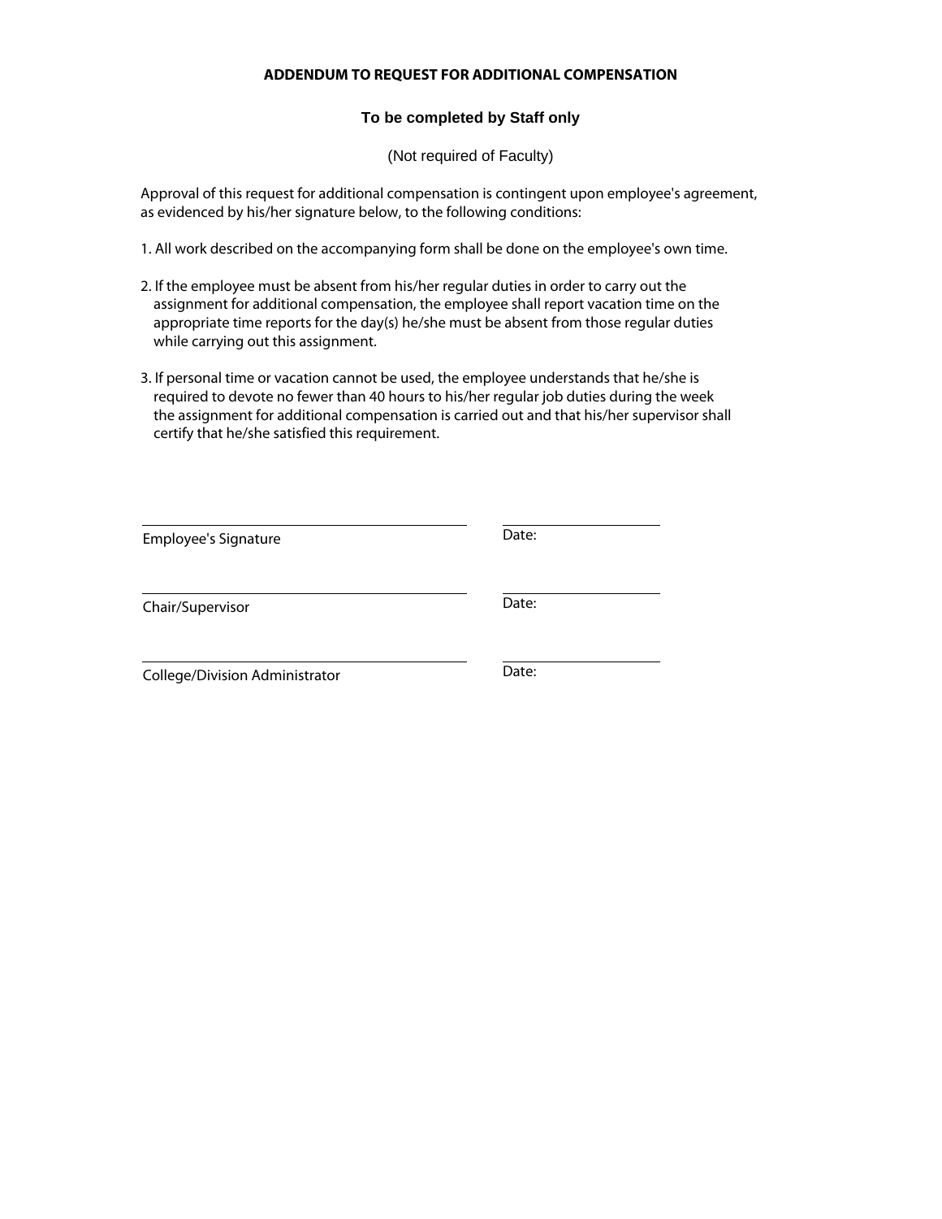## ADDENDUM TO REQUEST FOR ADDITIONAL COMPENSATION

**To be completed by Staff only**

(Not required of Faculty)

Approval of this request for additional compensation is contingent upon employee's agreement, as evidenced by his/her signature below, to the following conditions:

1. All work described on the accompanying form shall be done on the employee's own time.

2. If the employee must be absent from his/her regular duties in order to carry out the assignment for additional compensation, the employee shall report vacation time on the appropriate time reports for the day(s) he/she must be absent from those regular duties while carrying out this assignment.

3. If personal time or vacation cannot be used, the employee understands that he/she is required to devote no fewer than 40 hours to his/her regular job duties during the week the assignment for additional compensation is carried out and that his/her supervisor shall certify that he/she satisfied this requirement.

Employee's Signature ______________________ Date: ____________

Chair/Supervisor ______________________ Date: ____________

College/Division Administrator ______________________ Date: ____________